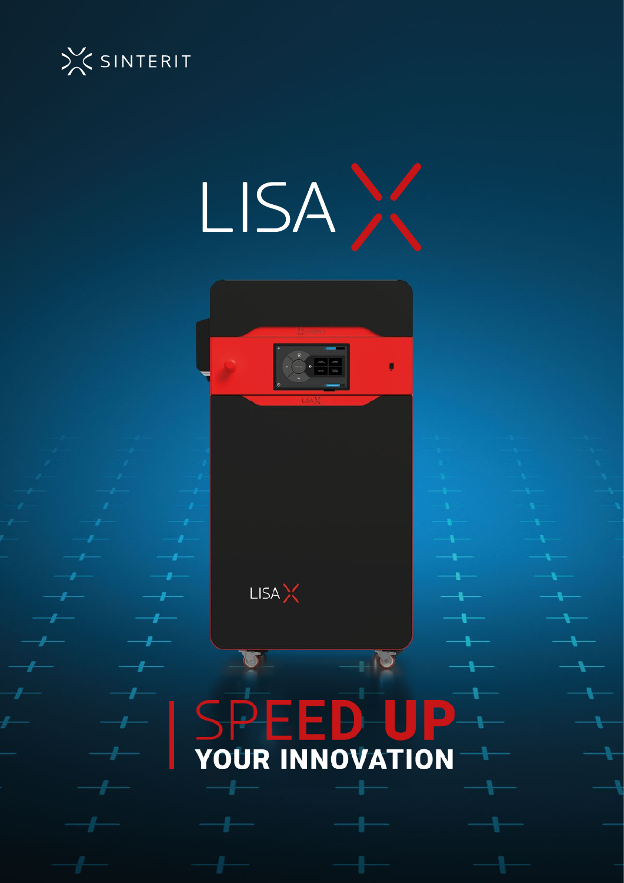SINTERIT

# LISA X

# SPEED UP
## YOUR INNOVATION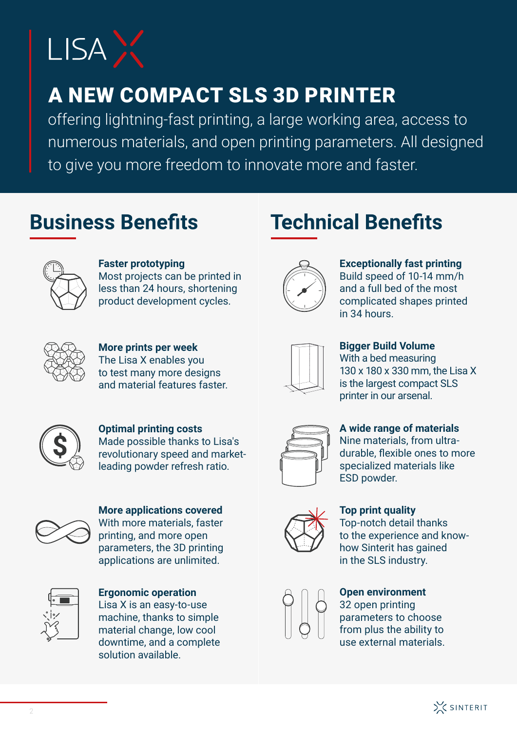# LISA X

## A NEW COMPACT SLS 3D PRINTER

offering lightning-fast printing, a large working area, access to numerous materials, and open printing parameters. All designed to give you more freedom to innovate more and faster.

## Business Benefits

**Faster prototyping**
Most projects can be printed in less than 24 hours, shortening product development cycles.

**More prints per week**
The Lisa X enables you to test many more designs and material features faster.

**Optimal printing costs**
Made possible thanks to Lisa's revolutionary speed and market-leading powder refresh ratio.

**More applications covered**
With more materials, faster printing, and more open parameters, the 3D printing applications are unlimited.

**Ergonomic operation**
Lisa X is an easy-to-use machine, thanks to simple material change, low cool downtime, and a complete solution available.

## Technical Benefits

**Exceptionally fast printing**
Build speed of 10-14 mm/h and a full bed of the most complicated shapes printed in 34 hours.

**Bigger Build Volume**
With a bed measuring 130 x 180 x 330 mm, the Lisa X is the largest compact SLS printer in our arsenal.

**A wide range of materials**
Nine materials, from ultra-durable, flexible ones to more specialized materials like ESD powder.

**Top print quality**
Top-notch detail thanks to the experience and know-how Sinterit has gained in the SLS industry.

**Open environment**
32 open printing parameters to choose from plus the ability to use external materials.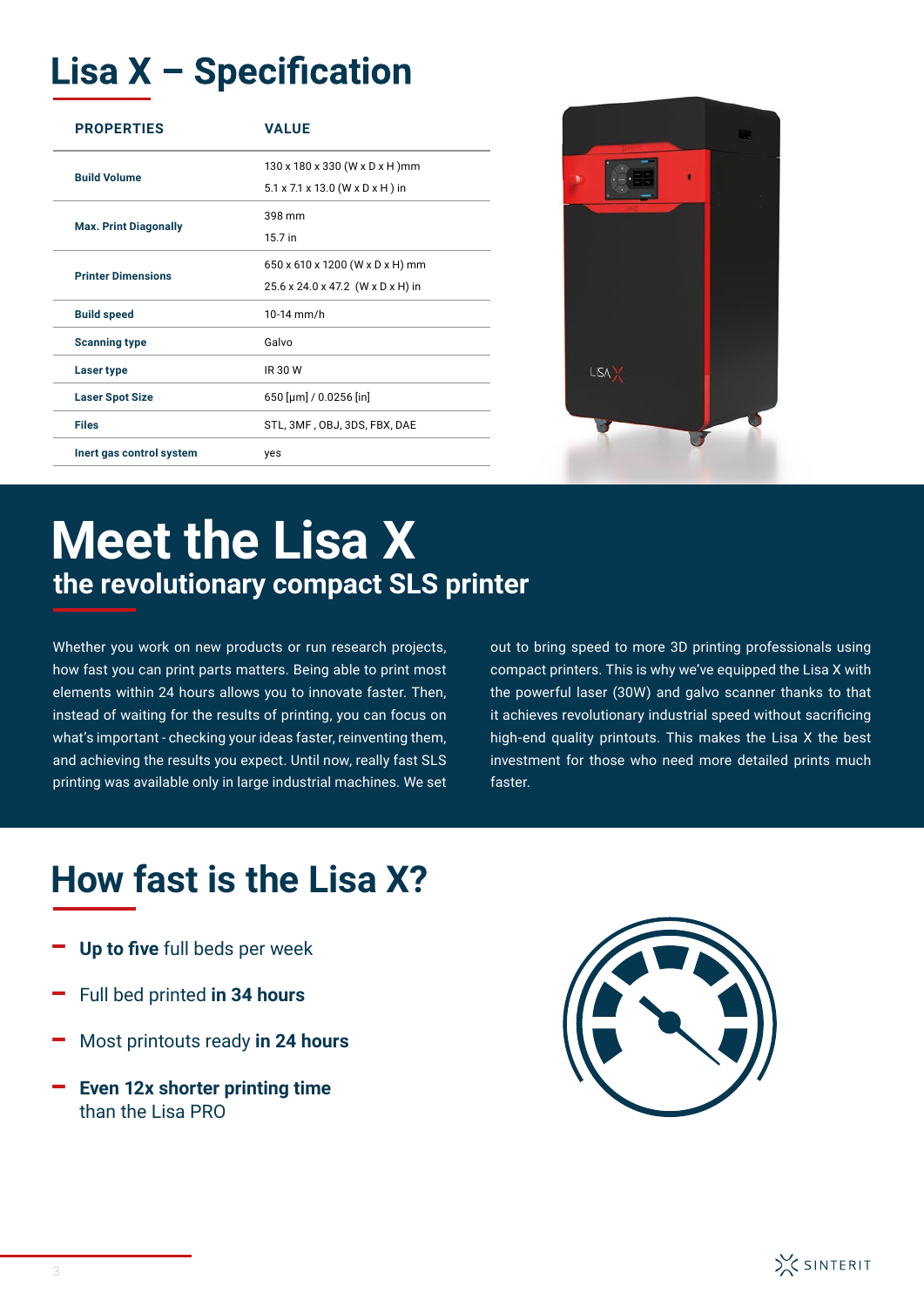# Lisa X – Specification

| PROPERTIES | VALUE |
|---|---|
| Build Volume | 130 x 180 x 330 (W x D x H )mm<br>5.1 x 7.1 x 13.0 (W x D x H ) in |
| Max. Print Diagonally | 398 mm<br>15.7 in |
| Printer Dimensions | 650 x 610 x 1200 (W x D x H) mm<br>25.6 x 24.0 x 47.2 (W x D x H) in |
| Build speed | 10-14 mm/h |
| Scanning type | Galvo |
| Laser type | IR 30 W |
| Laser Spot Size | 650 [μm] / 0.0256 [in] |
| Files | STL, 3MF , OBJ, 3DS, FBX, DAE |
| Inert gas control system | yes |

# Meet the Lisa X

## the revolutionary compact SLS printer

Whether you work on new products or run research projects, how fast you can print parts matters. Being able to print most elements within 24 hours allows you to innovate faster. Then, instead of waiting for the results of printing, you can focus on what's important - checking your ideas faster, reinventing them, and achieving the results you expect. Until now, really fast SLS printing was available only in large industrial machines. We set out to bring speed to more 3D printing professionals using compact printers. This is why we've equipped the Lisa X with the powerful laser (30W) and galvo scanner thanks to that it achieves revolutionary industrial speed without sacrificing high-end quality printouts. This makes the Lisa X the best investment for those who need more detailed prints much faster.

# How fast is the Lisa X?

- **Up to five** full beds per week
- Full bed printed **in 34 hours**
- Most printouts ready **in 24 hours**
- **Even 12x shorter printing time** than the Lisa PRO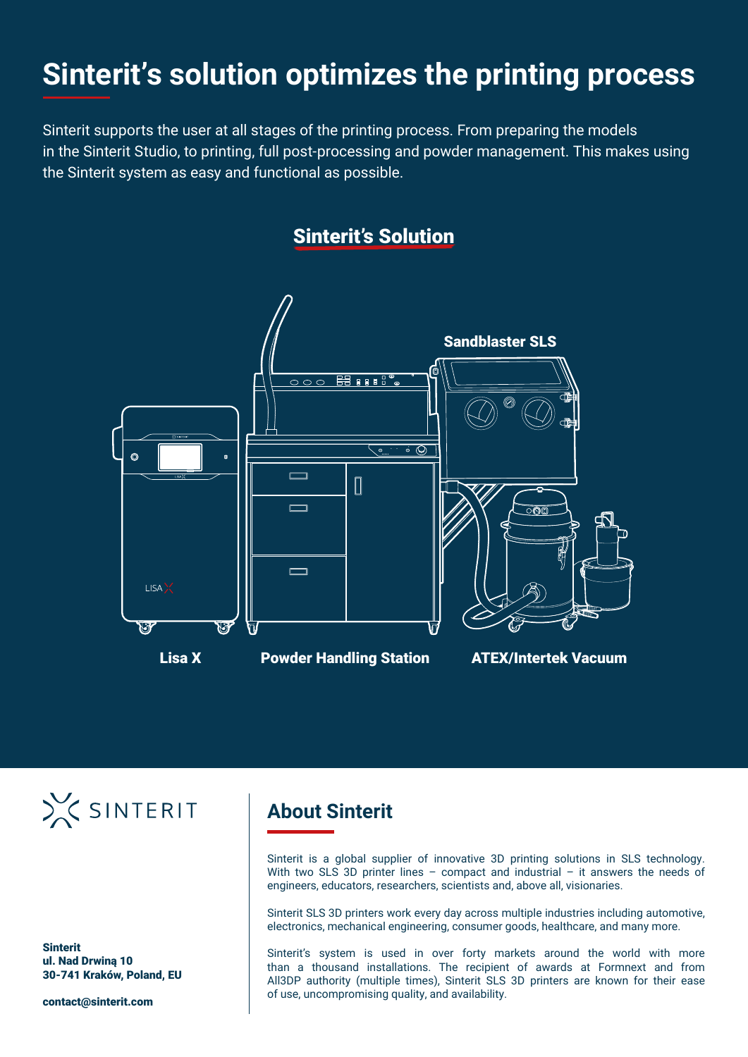# Sinterit's solution optimizes the printing process

Sinterit supports the user at all stages of the printing process. From preparing the models in the Sinterit Studio, to printing, full post-processing and powder management. This makes using the Sinterit system as easy and functional as possible.

## Sinterit's Solution

Sandblaster SLS

Lisa X

Powder Handling Station

ATEX/Intertek Vacuum

SINTERIT

**Sinterit**
**ul. Nad Drwiną 10**
**30-741 Kraków, Poland, EU**

**contact@sinterit.com**

## About Sinterit

Sinterit is a global supplier of innovative 3D printing solutions in SLS technology. With two SLS 3D printer lines – compact and industrial – it answers the needs of engineers, educators, researchers, scientists and, above all, visionaries.

Sinterit SLS 3D printers work every day across multiple industries including automotive, electronics, mechanical engineering, consumer goods, healthcare, and many more.

Sinterit's system is used in over forty markets around the world with more than a thousand installations. The recipient of awards at Formnext and from All3DP authority (multiple times), Sinterit SLS 3D printers are known for their ease of use, uncompromising quality, and availability.